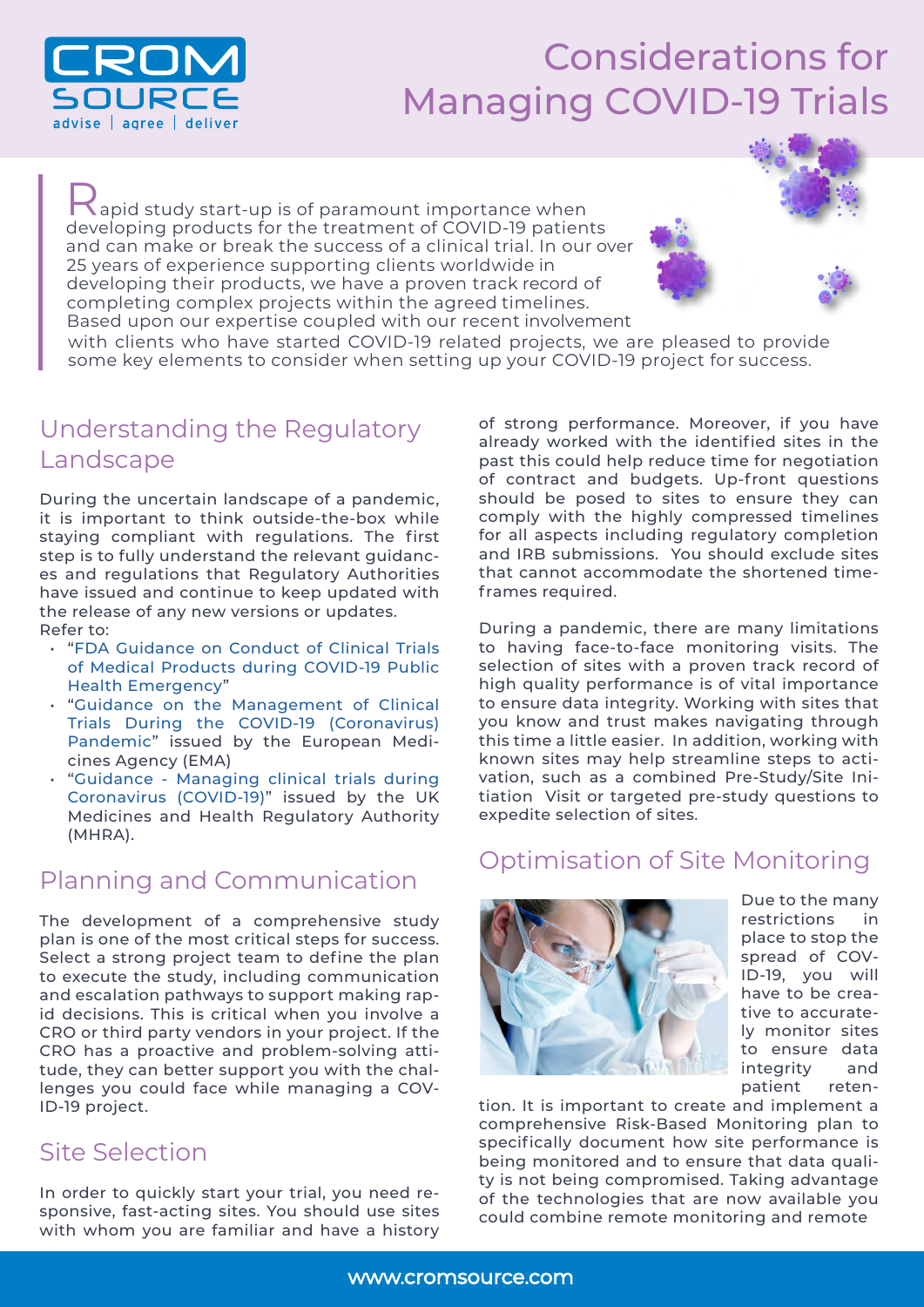# Considerations for Managing COVID-19 Trials

Rapid study start-up is of paramount importance when developing products for the treatment of COVID-19 patients and can make or break the success of a clinical trial. In our over 25 years of experience supporting clients worldwide in developing their products, we have a proven track record of completing complex projects within the agreed timelines. Based upon our expertise coupled with our recent involvement with clients who have started COVID-19 related projects, we are pleased to provide some key elements to consider when setting up your COVID-19 project for success.

## Understanding the Regulatory Landscape

During the uncertain landscape of a pandemic, it is important to think outside-the-box while staying compliant with regulations. The first step is to fully understand the relevant guidances and regulations that Regulatory Authorities have issued and continue to keep updated with the release of any new versions or updates. Refer to:

- "FDA Guidance on Conduct of Clinical Trials of Medical Products during COVID-19 Public Health Emergency"
- "Guidance on the Management of Clinical Trials During the COVID-19 (Coronavirus) Pandemic" issued by the European Medicines Agency (EMA)
- "Guidance - Managing clinical trials during Coronavirus (COVID-19)" issued by the UK Medicines and Health Regulatory Authority (MHRA).

## Planning and Communication

The development of a comprehensive study plan is one of the most critical steps for success. Select a strong project team to define the plan to execute the study, including communication and escalation pathways to support making rapid decisions. This is critical when you involve a CRO or third party vendors in your project. If the CRO has a proactive and problem-solving attitude, they can better support you with the challenges you could face while managing a COVID-19 project.

## Site Selection

In order to quickly start your trial, you need responsive, fast-acting sites. You should use sites with whom you are familiar and have a history of strong performance. Moreover, if you have already worked with the identified sites in the past this could help reduce time for negotiation of contract and budgets. Up-front questions should be posed to sites to ensure they can comply with the highly compressed timelines for all aspects including regulatory completion and IRB submissions. You should exclude sites that cannot accommodate the shortened timeframes required.

During a pandemic, there are many limitations to having face-to-face monitoring visits. The selection of sites with a proven track record of high quality performance is of vital importance to ensure data integrity. Working with sites that you know and trust makes navigating through this time a little easier. In addition, working with known sites may help streamline steps to activation, such as a combined Pre-Study/Site Initiation Visit or targeted pre-study questions to expedite selection of sites.

## Optimisation of Site Monitoring

Due to the many restrictions in place to stop the spread of COVID-19, you will have to be creative to accurately monitor sites to ensure data integrity and patient retention. It is important to create and implement a comprehensive Risk-Based Monitoring plan to specifically document how site performance is being monitored and to ensure that data quality is not being compromised. Taking advantage of the technologies that are now available you could combine remote monitoring and remote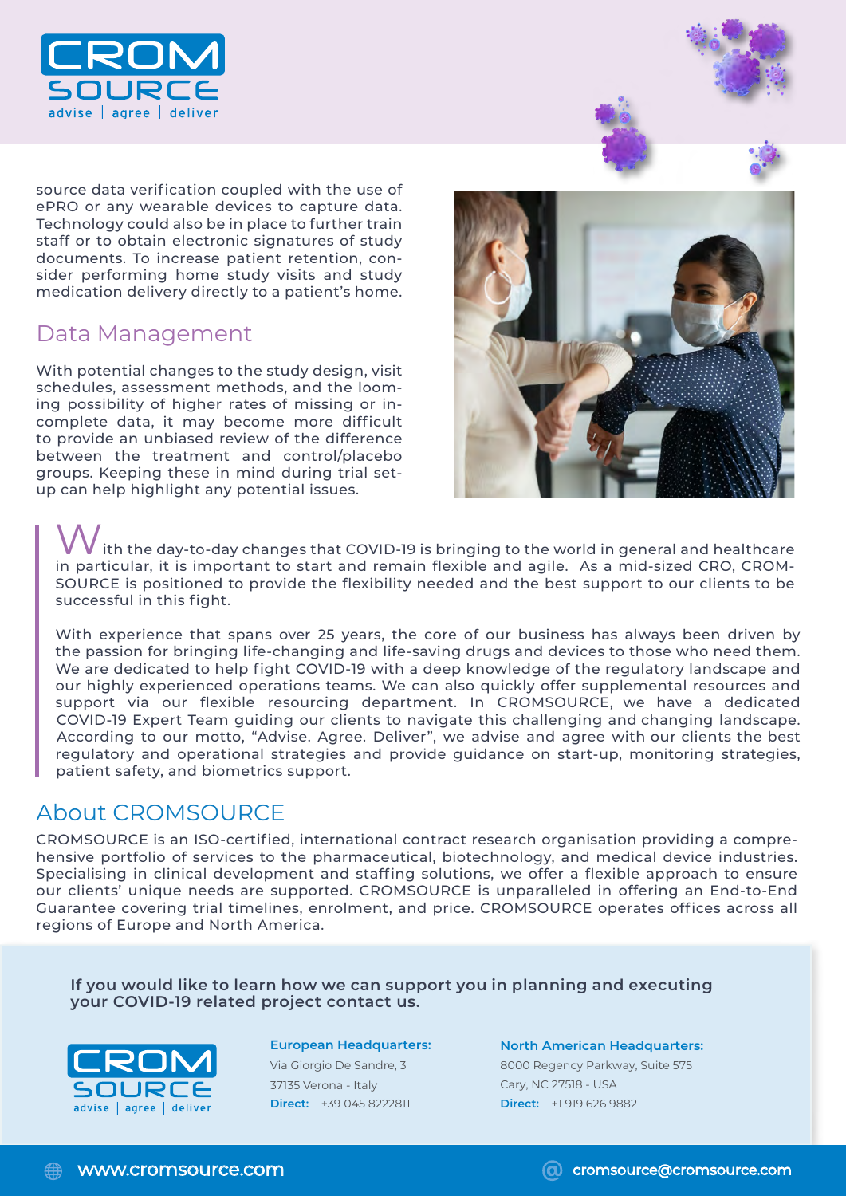source data verification coupled with the use of ePRO or any wearable devices to capture data. Technology could also be in place to further train staff or to obtain electronic signatures of study documents. To increase patient retention, consider performing home study visits and study medication delivery directly to a patient's home.

## Data Management

With potential changes to the study design, visit schedules, assessment methods, and the looming possibility of higher rates of missing or incomplete data, it may become more difficult to provide an unbiased review of the difference between the treatment and control/placebo groups. Keeping these in mind during trial set-up can help highlight any potential issues.

With the day-to-day changes that COVID-19 is bringing to the world in general and healthcare in particular, it is important to start and remain flexible and agile. As a mid-sized CRO, CROMSOURCE is positioned to provide the flexibility needed and the best support to our clients to be successful in this fight.

With experience that spans over 25 years, the core of our business has always been driven by the passion for bringing life-changing and life-saving drugs and devices to those who need them. We are dedicated to help fight COVID-19 with a deep knowledge of the regulatory landscape and our highly experienced operations teams. We can also quickly offer supplemental resources and support via our flexible resourcing department. In CROMSOURCE, we have a dedicated COVID-19 Expert Team guiding our clients to navigate this challenging and changing landscape. According to our motto, "Advise. Agree. Deliver", we advise and agree with our clients the best regulatory and operational strategies and provide guidance on start-up, monitoring strategies, patient safety, and biometrics support.

## About CROMSOURCE

CROMSOURCE is an ISO-certified, international contract research organisation providing a comprehensive portfolio of services to the pharmaceutical, biotechnology, and medical device industries. Specialising in clinical development and staffing solutions, we offer a flexible approach to ensure our clients' unique needs are supported. CROMSOURCE is unparalleled in offering an End-to-End Guarantee covering trial timelines, enrolment, and price. CROMSOURCE operates offices across all regions of Europe and North America.

**If you would like to learn how we can support you in planning and executing your COVID-19 related project contact us.**

CROM SOURCE
advise | agree | deliver

**European Headquarters:**
Via Giorgio De Sandre, 3
37135 Verona - Italy
**Direct:** +39 045 8222811

**North American Headquarters:**
8000 Regency Parkway, Suite 575
Cary, NC 27518 - USA
**Direct:** +1 919 626 9882

www.cromsource.com

cromsource@cromsource.com